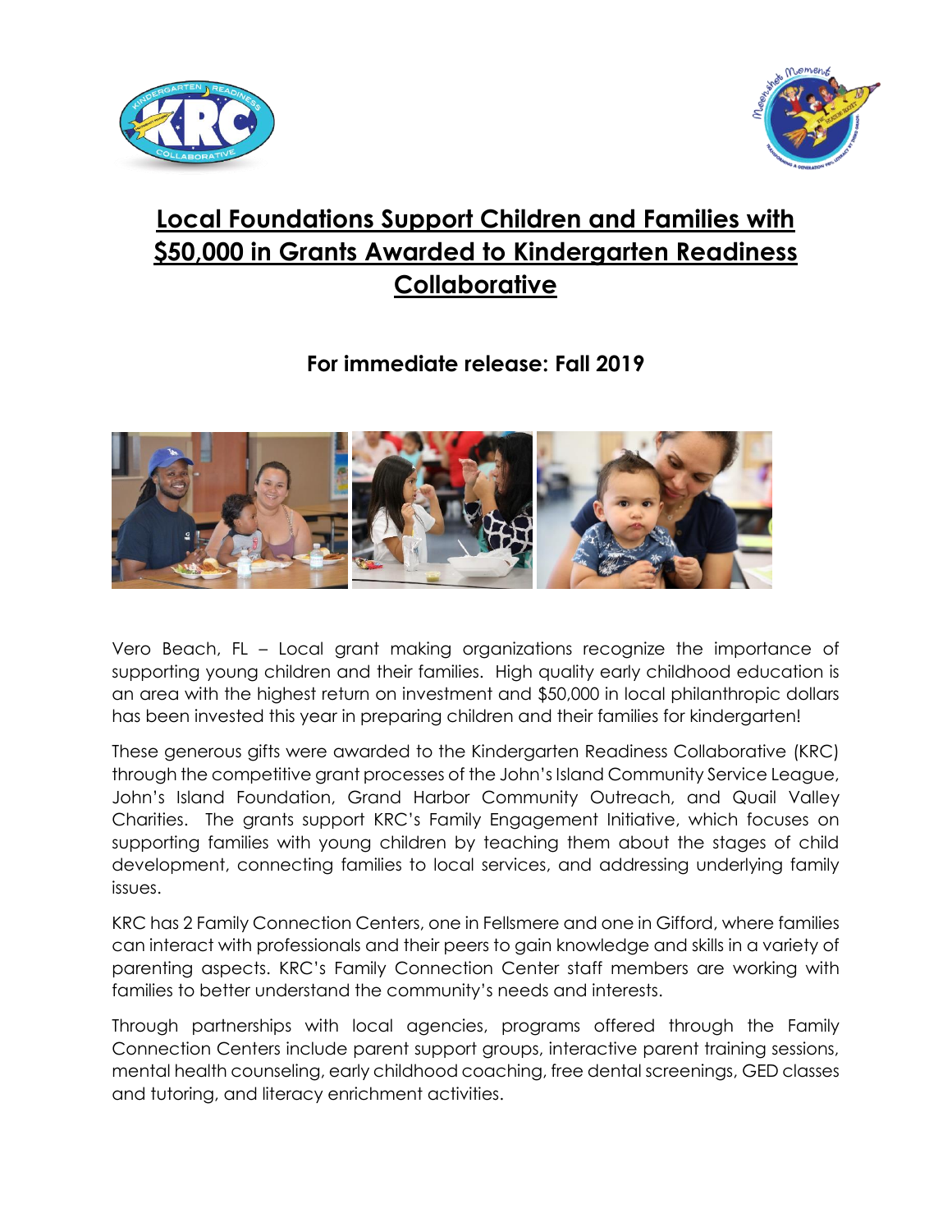# Local Foundations Support Children and Families with $50,000 in Grants Awarded to Kindergarten Readiness Collaborative

## For immediate release: Fall 2019

Vero Beach, FL – Local grant making organizations recognize the importance of supporting young children and their families. High quality early childhood education is an area with the highest return on investment and $50,000 in local philanthropic dollars has been invested this year in preparing children and their families for kindergarten!

These generous gifts were awarded to the Kindergarten Readiness Collaborative (KRC) through the competitive grant processes of the John's Island Community Service League, John's Island Foundation, Grand Harbor Community Outreach, and Quail Valley Charities. The grants support KRC's Family Engagement Initiative, which focuses on supporting families with young children by teaching them about the stages of child development, connecting families to local services, and addressing underlying family issues.

KRC has 2 Family Connection Centers, one in Fellsmere and one in Gifford, where families can interact with professionals and their peers to gain knowledge and skills in a variety of parenting aspects. KRC's Family Connection Center staff members are working with families to better understand the community's needs and interests.

Through partnerships with local agencies, programs offered through the Family Connection Centers include parent support groups, interactive parent training sessions, mental health counseling, early childhood coaching, free dental screenings, GED classes and tutoring, and literacy enrichment activities.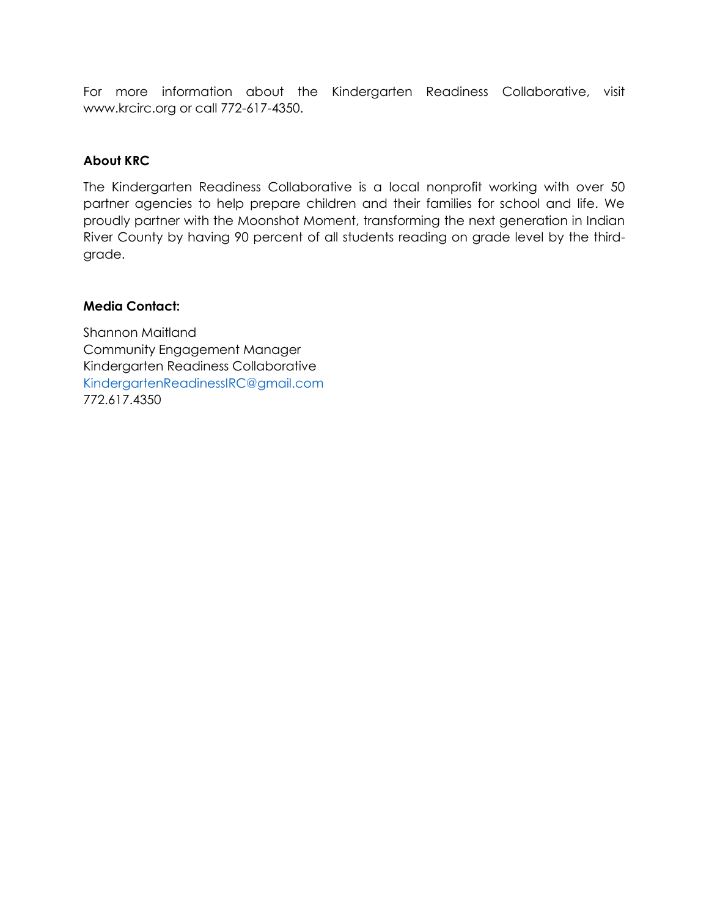For more information about the Kindergarten Readiness Collaborative, visit www.krcirc.org or call 772-617-4350.

**About KRC**

The Kindergarten Readiness Collaborative is a local nonprofit working with over 50 partner agencies to help prepare children and their families for school and life. We proudly partner with the Moonshot Moment, transforming the next generation in Indian River County by having 90 percent of all students reading on grade level by the third-grade.

**Media Contact:**

Shannon Maitland  
Community Engagement Manager  
Kindergarten Readiness Collaborative  
KindergartenReadinessIRC@gmail.com  
772.617.4350